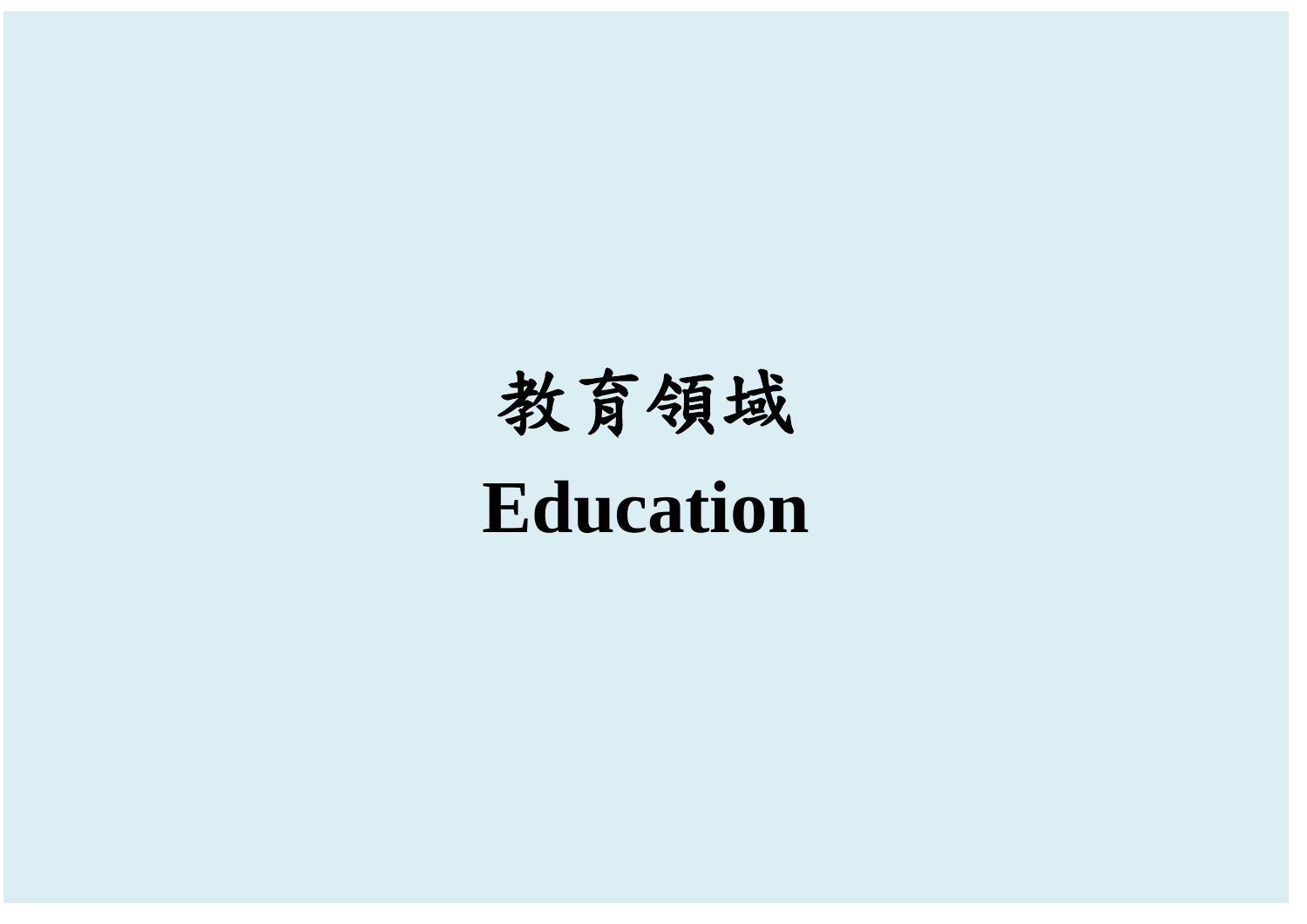# 教育領域
# Education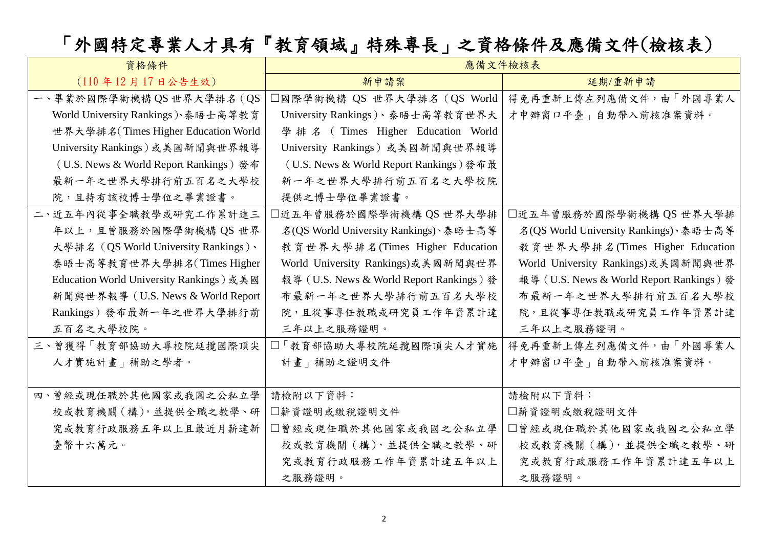# 「外國特定專業人才具有『教育領域』特殊專長」之資格條件及應備文件(檢核表)

| 資格條件 | 應備文件檢核表 | |
|---|---|---|
| (110 年 12 月 17 日公告生效) | 新申請案 | 延期/重新申請 |
| 一、畢業於國際學術機構 QS 世界大學排名（QS World University Rankings）、泰晤士高等教育世界大學排名(Times Higher Education World University Rankings)或美國新聞與世界報導（U.S. News & World Report Rankings）發布最新一年之世界大學排行前五百名之大學校院，且持有該校博士學位之畢業證書。 | □國際學術機構 QS 世界大學排名（QS World University Rankings）、泰晤士高等教育世界大學排名（Times Higher Education World University Rankings）或美國新聞與世界報導（U.S. News & World Report Rankings）發布最新一年之世界大學排行前五百名之大學校院提供之博士學位畢業證書。 | 得免再重新上傳左列應備文件，由「外國專業人才申辦窗口平臺」自動帶入前核准案資料。 |
| 二、近五年內從事全職教學或研究工作累計達三年以上，且曾服務於國際學術機構 QS 世界大學排名（QS World University Rankings）、泰晤士高等教育世界大學排名(Times Higher Education World University Rankings)或美國新聞與世界報導（U.S. News & World Report Rankings）發布最新一年之世界大學排行前五百名之大學校院。 | □近五年曾服務於國際學術機構 QS 世界大學排名(QS World University Rankings)、泰晤士高等教育世界大學排名(Times Higher Education World University Rankings)或美國新聞與世界報導（U.S. News & World Report Rankings）發布最新一年之世界大學排行前五百名大學校院，且從事專任教職或研究員工作年資累計達三年以上之服務證明。 | □近五年曾服務於國際學術機構 QS 世界大學排名(QS World University Rankings)、泰晤士高等教育世界大學排名(Times Higher Education World University Rankings)或美國新聞與世界報導（U.S. News & World Report Rankings）發布最新一年之世界大學排行前五百名大學校院，且從事專任教職或研究員工作年資累計達三年以上之服務證明。 |
| 三、曾獲得「教育部協助大專校院延攬國際頂尖人才實施計畫」補助之學者。 | □「教育部協助大專校院延攬國際頂尖人才實施計畫」補助之證明文件 | 得免再重新上傳左列應備文件，由「外國專業人才申辦窗口平臺」自動帶入前核准案資料。 |
| 四、曾經或現任職於其他國家或我國之公私立學校或教育機關(構)，並提供全職之教學、研究或教育行政服務五年以上且最近月薪達新臺幣十六萬元。 | 請檢附以下資料：<br>□薪資證明或繳稅證明文件<br>□曾經或現任職於其他國家或我國之公私立學校或教育機關（構），並提供全職之教學、研究或教育行政服務工作年資累計達五年以上之服務證明。 | 請檢附以下資料：<br>□薪資證明或繳稅證明文件<br>□曾經或現任職於其他國家或我國之公私立學校或教育機關（構），並提供全職之教學、研究或教育行政服務工作年資累計達五年以上之服務證明。 |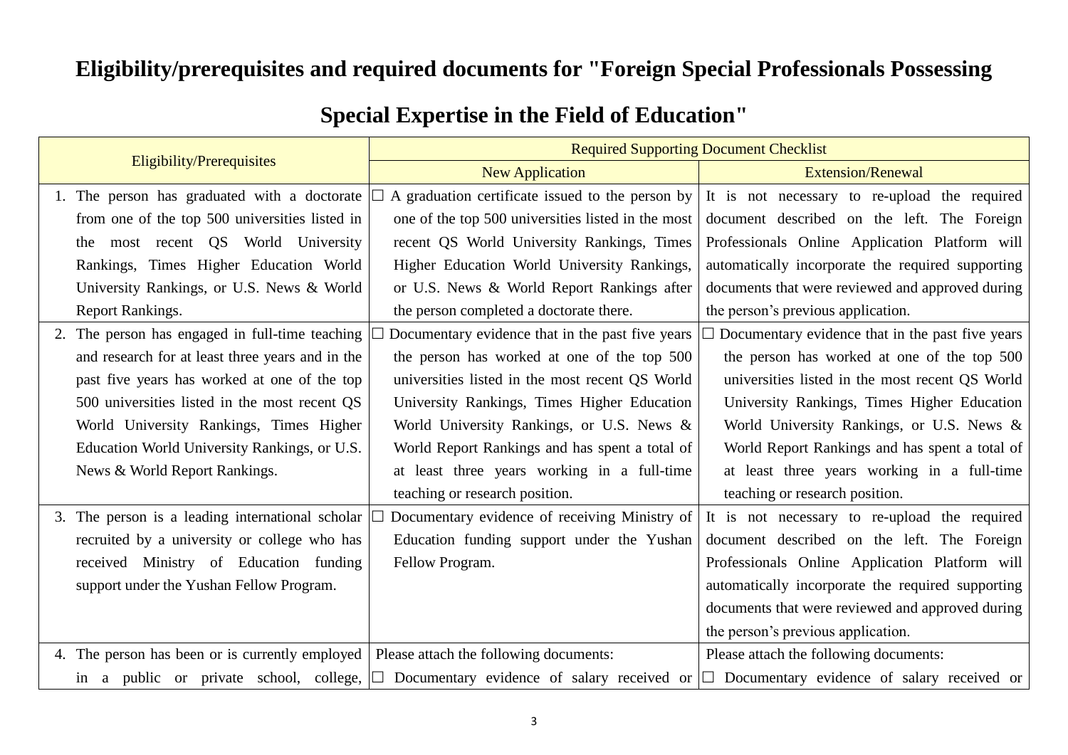# Eligibility/prerequisites and required documents for "Foreign Special Professionals Possessing Special Expertise in the Field of Education"

| Eligibility/Prerequisites | Required Supporting Document Checklist | |
|---|---|---|
| | New Application | Extension/Renewal |
| 1. The person has graduated with a doctorate from one of the top 500 universities listed in the most recent QS World University Rankings, Times Higher Education World University Rankings, or U.S. News & World Report Rankings. | ☐ A graduation certificate issued to the person by one of the top 500 universities listed in the most recent QS World University Rankings, Times Higher Education World University Rankings, or U.S. News & World Report Rankings after the person completed a doctorate there. | It is not necessary to re-upload the required document described on the left. The Foreign Professionals Online Application Platform will automatically incorporate the required supporting documents that were reviewed and approved during the person's previous application. |
| 2. The person has engaged in full-time teaching and research for at least three years and in the past five years has worked at one of the top 500 universities listed in the most recent QS World University Rankings, Times Higher Education World University Rankings, or U.S. News & World Report Rankings. | ☐ Documentary evidence that in the past five years the person has worked at one of the top 500 universities listed in the most recent QS World University Rankings, Times Higher Education World University Rankings, or U.S. News & World Report Rankings and has spent a total of at least three years working in a full-time teaching or research position. | ☐ Documentary evidence that in the past five years the person has worked at one of the top 500 universities listed in the most recent QS World University Rankings, Times Higher Education World University Rankings, or U.S. News & World Report Rankings and has spent a total of at least three years working in a full-time teaching or research position. |
| 3. The person is a leading international scholar recruited by a university or college who has received Ministry of Education funding support under the Yushan Fellow Program. | ☐ Documentary evidence of receiving Ministry of Education funding support under the Yushan Fellow Program. | It is not necessary to re-upload the required document described on the left. The Foreign Professionals Online Application Platform will automatically incorporate the required supporting documents that were reviewed and approved during the person's previous application. |
| 4. The person has been or is currently employed in a public or private school, college, | Please attach the following documents:<br>☐ Documentary evidence of salary received or | Please attach the following documents:<br>☐ Documentary evidence of salary received or |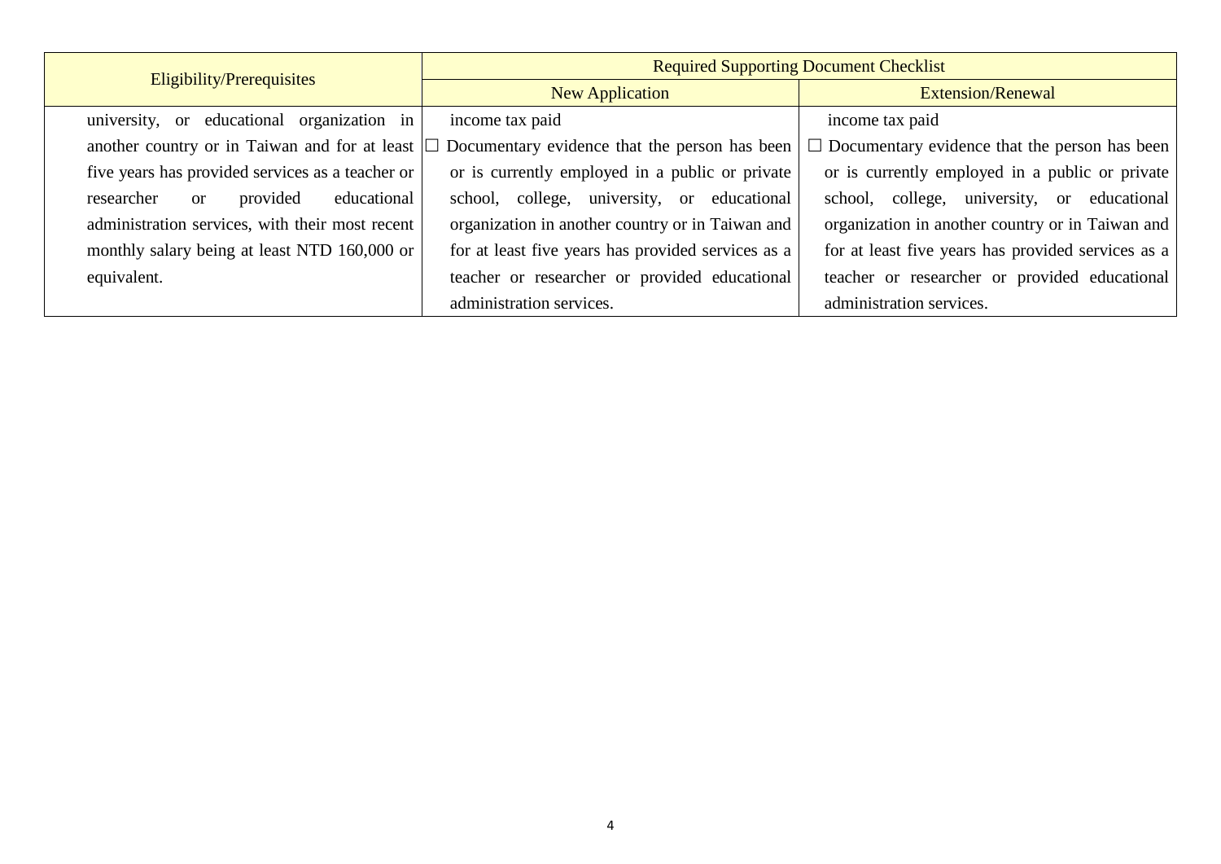| Eligibility/Prerequisites | Required Supporting Document Checklist | |
|---|---|---|
| | New Application | Extension/Renewal |
| university, or educational organization in another country or in Taiwan and for at least five years has provided services as a teacher or researcher or provided educational administration services, with their most recent monthly salary being at least NTD 160,000 or equivalent. | income tax paid<br>☐ Documentary evidence that the person has been or is currently employed in a public or private school, college, university, or educational organization in another country or in Taiwan and for at least five years has provided services as a teacher or researcher or provided educational administration services. | income tax paid<br>☐ Documentary evidence that the person has been or is currently employed in a public or private school, college, university, or educational organization in another country or in Taiwan and for at least five years has provided services as a teacher or researcher or provided educational administration services. |